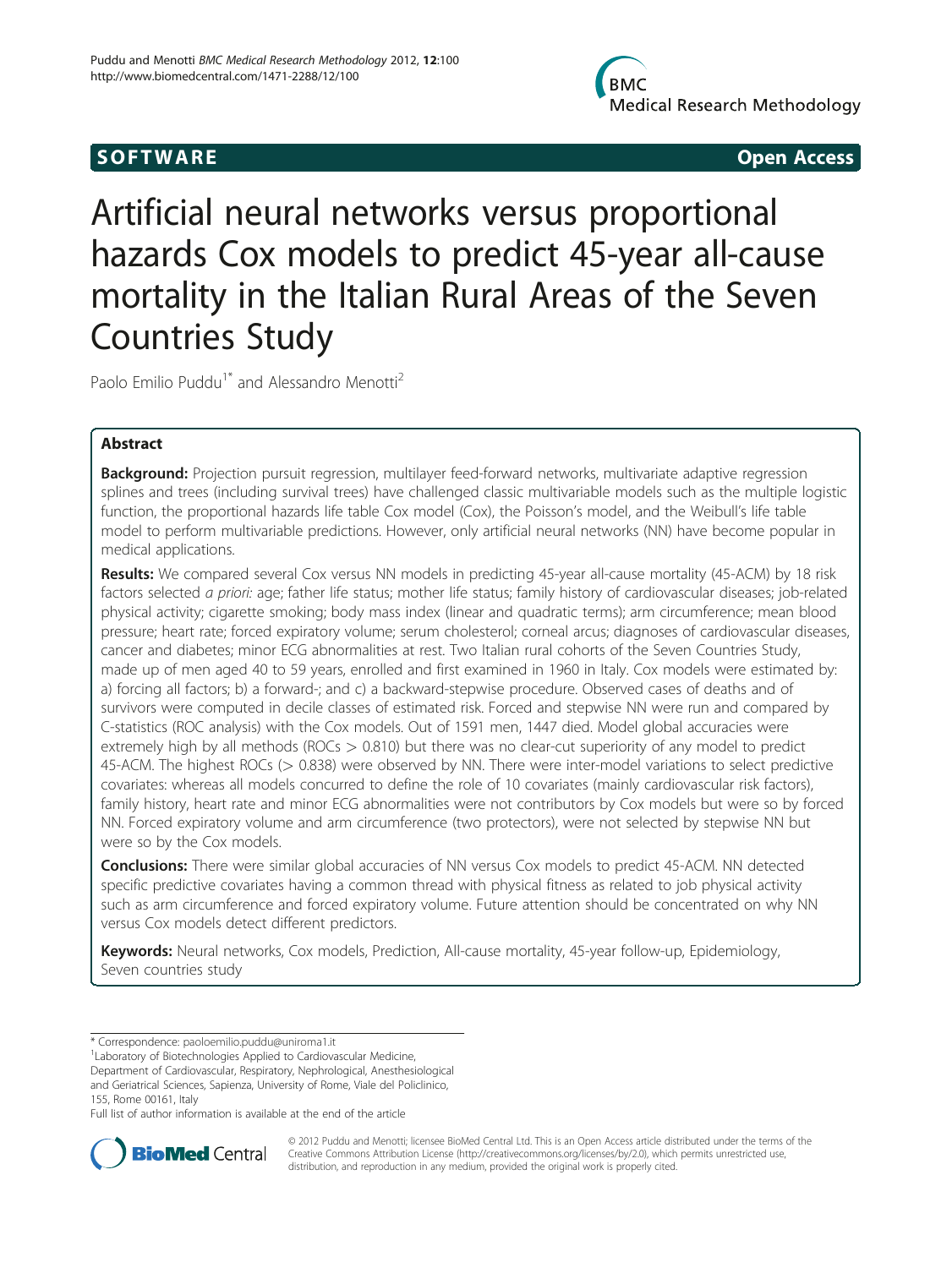**SOFTWARE** **Open Access**

# Artificial neural networks versus proportional hazards Cox models to predict 45-year all-cause mortality in the Italian Rural Areas of the Seven Countries Study

Paolo Emilio Puddu[1*] and Alessandro Menotti[2]

## Abstract

**Background:** Projection pursuit regression, multilayer feed-forward networks, multivariate adaptive regression splines and trees (including survival trees) have challenged classic multivariable models such as the multiple logistic function, the proportional hazards life table Cox model (Cox), the Poisson's model, and the Weibull's life table model to perform multivariable predictions. However, only artificial neural networks (NN) have become popular in medical applications.

**Results:** We compared several Cox versus NN models in predicting 45-year all-cause mortality (45-ACM) by 18 risk factors selected *a priori:* age; father life status; mother life status; family history of cardiovascular diseases; job-related physical activity; cigarette smoking; body mass index (linear and quadratic terms); arm circumference; mean blood pressure; heart rate; forced expiratory volume; serum cholesterol; corneal arcus; diagnoses of cardiovascular diseases, cancer and diabetes; minor ECG abnormalities at rest. Two Italian rural cohorts of the Seven Countries Study, made up of men aged 40 to 59 years, enrolled and first examined in 1960 in Italy. Cox models were estimated by: a) forcing all factors; b) a forward-; and c) a backward-stepwise procedure. Observed cases of deaths and of survivors were computed in decile classes of estimated risk. Forced and stepwise NN were run and compared by C-statistics (ROC analysis) with the Cox models. Out of 1591 men, 1447 died. Model global accuracies were extremely high by all methods (ROCs > 0.810) but there was no clear-cut superiority of any model to predict 45-ACM. The highest ROCs (> 0.838) were observed by NN. There were inter-model variations to select predictive covariates: whereas all models concurred to define the role of 10 covariates (mainly cardiovascular risk factors), family history, heart rate and minor ECG abnormalities were not contributors by Cox models but were so by forced NN. Forced expiratory volume and arm circumference (two protectors), were not selected by stepwise NN but were so by the Cox models.

**Conclusions:** There were similar global accuracies of NN versus Cox models to predict 45-ACM. NN detected specific predictive covariates having a common thread with physical fitness as related to job physical activity such as arm circumference and forced expiratory volume. Future attention should be concentrated on why NN versus Cox models detect different predictors.

**Keywords:** Neural networks, Cox models, Prediction, All-cause mortality, 45-year follow-up, Epidemiology, Seven countries study

\* Correspondence: paoloemilio.puddu@uniroma1.it

[1]Laboratory of Biotechnologies Applied to Cardiovascular Medicine, Department of Cardiovascular, Respiratory, Nephrological, Anesthesiological and Geriatrical Sciences, Sapienza, University of Rome, Viale del Policlinico, 155, Rome 00161, Italy

Full list of author information is available at the end of the article

© 2012 Puddu and Menotti; licensee BioMed Central Ltd. This is an Open Access article distributed under the terms of the Creative Commons Attribution License (http://creativecommons.org/licenses/by/2.0), which permits unrestricted use, distribution, and reproduction in any medium, provided the original work is properly cited.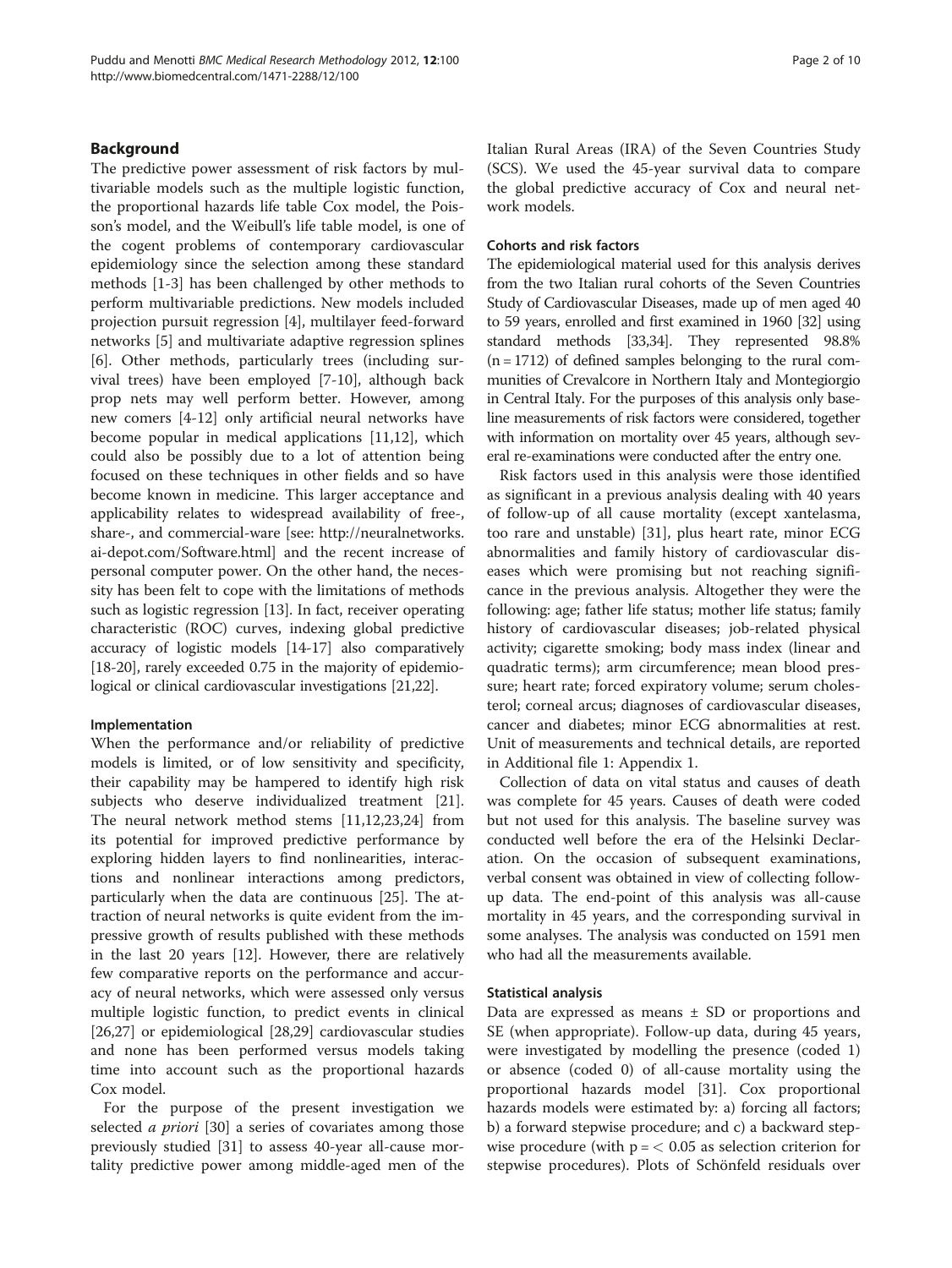## Background

The predictive power assessment of risk factors by multivariable models such as the multiple logistic function, the proportional hazards life table Cox model, the Poisson's model, and the Weibull's life table model, is one of the cogent problems of contemporary cardiovascular epidemiology since the selection among these standard methods [1-3] has been challenged by other methods to perform multivariable predictions. New models included projection pursuit regression [4], multilayer feed-forward networks [5] and multivariate adaptive regression splines [6]. Other methods, particularly trees (including survival trees) have been employed [7-10], although back prop nets may well perform better. However, among new comers [4-12] only artificial neural networks have become popular in medical applications [11,12], which could also be possibly due to a lot of attention being focused on these techniques in other fields and so have become known in medicine. This larger acceptance and applicability relates to widespread availability of free-, share-, and commercial-ware [see: http://neuralnetworks.ai-depot.com/Software.html] and the recent increase of personal computer power. On the other hand, the necessity has been felt to cope with the limitations of methods such as logistic regression [13]. In fact, receiver operating characteristic (ROC) curves, indexing global predictive accuracy of logistic models [14-17] also comparatively [18-20], rarely exceeded 0.75 in the majority of epidemiological or clinical cardiovascular investigations [21,22].

### Implementation

When the performance and/or reliability of predictive models is limited, or of low sensitivity and specificity, their capability may be hampered to identify high risk subjects who deserve individualized treatment [21]. The neural network method stems [11,12,23,24] from its potential for improved predictive performance by exploring hidden layers to find nonlinearities, interactions and nonlinear interactions among predictors, particularly when the data are continuous [25]. The attraction of neural networks is quite evident from the impressive growth of results published with these methods in the last 20 years [12]. However, there are relatively few comparative reports on the performance and accuracy of neural networks, which were assessed only versus multiple logistic function, to predict events in clinical [26,27] or epidemiological [28,29] cardiovascular studies and none has been performed versus models taking time into account such as the proportional hazards Cox model.

For the purpose of the present investigation we selected *a priori* [30] a series of covariates among those previously studied [31] to assess 40-year all-cause mortality predictive power among middle-aged men of the Italian Rural Areas (IRA) of the Seven Countries Study (SCS). We used the 45-year survival data to compare the global predictive accuracy of Cox and neural network models.

### Cohorts and risk factors

The epidemiological material used for this analysis derives from the two Italian rural cohorts of the Seven Countries Study of Cardiovascular Diseases, made up of men aged 40 to 59 years, enrolled and first examined in 1960 [32] using standard methods [33,34]. They represented 98.8% (n = 1712) of defined samples belonging to the rural communities of Crevalcore in Northern Italy and Montegiorgio in Central Italy. For the purposes of this analysis only baseline measurements of risk factors were considered, together with information on mortality over 45 years, although several re-examinations were conducted after the entry one.

Risk factors used in this analysis were those identified as significant in a previous analysis dealing with 40 years of follow-up of all cause mortality (except xantelasma, too rare and unstable) [31], plus heart rate, minor ECG abnormalities and family history of cardiovascular diseases which were promising but not reaching significance in the previous analysis. Altogether they were the following: age; father life status; mother life status; family history of cardiovascular diseases; job-related physical activity; cigarette smoking; body mass index (linear and quadratic terms); arm circumference; mean blood pressure; heart rate; forced expiratory volume; serum cholesterol; corneal arcus; diagnoses of cardiovascular diseases, cancer and diabetes; minor ECG abnormalities at rest. Unit of measurements and technical details, are reported in Additional file 1: Appendix 1.

Collection of data on vital status and causes of death was complete for 45 years. Causes of death were coded but not used for this analysis. The baseline survey was conducted well before the era of the Helsinki Declaration. On the occasion of subsequent examinations, verbal consent was obtained in view of collecting follow-up data. The end-point of this analysis was all-cause mortality in 45 years, and the corresponding survival in some analyses. The analysis was conducted on 1591 men who had all the measurements available.

### Statistical analysis

Data are expressed as means ± SD or proportions and SE (when appropriate). Follow-up data, during 45 years, were investigated by modelling the presence (coded 1) or absence (coded 0) of all-cause mortality using the proportional hazards model [31]. Cox proportional hazards models were estimated by: a) forcing all factors; b) a forward stepwise procedure; and c) a backward stepwise procedure (with p = < 0.05 as selection criterion for stepwise procedures). Plots of Schönfeld residuals over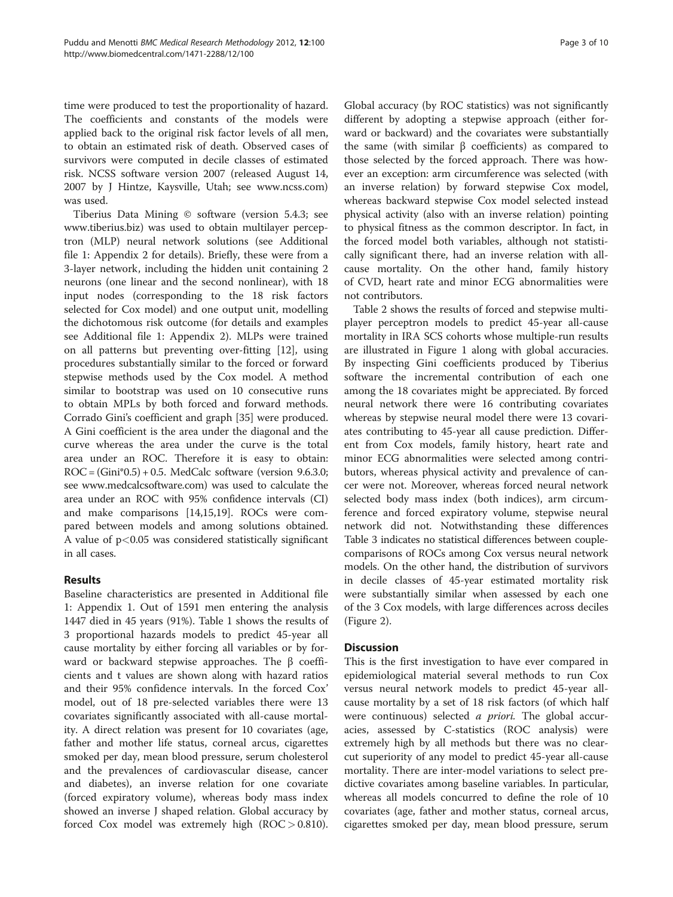time were produced to test the proportionality of hazard. The coefficients and constants of the models were applied back to the original risk factor levels of all men, to obtain an estimated risk of death. Observed cases of survivors were computed in decile classes of estimated risk. NCSS software version 2007 (released August 14, 2007 by J Hintze, Kaysville, Utah; see www.ncss.com) was used.

Tiberius Data Mining © software (version 5.4.3; see www.tiberius.biz) was used to obtain multilayer perceptron (MLP) neural network solutions (see Additional file 1: Appendix 2 for details). Briefly, these were from a 3-layer network, including the hidden unit containing 2 neurons (one linear and the second nonlinear), with 18 input nodes (corresponding to the 18 risk factors selected for Cox model) and one output unit, modelling the dichotomous risk outcome (for details and examples see Additional file 1: Appendix 2). MLPs were trained on all patterns but preventing over-fitting [12], using procedures substantially similar to the forced or forward stepwise methods used by the Cox model. A method similar to bootstrap was used on 10 consecutive runs to obtain MPLs by both forced and forward methods. Corrado Gini's coefficient and graph [35] were produced. A Gini coefficient is the area under the diagonal and the curve whereas the area under the curve is the total area under an ROC. Therefore it is easy to obtain: ROC = (Gini*0.5) + 0.5. MedCalc software (version 9.6.3.0; see www.medcalcsoftware.com) was used to calculate the area under an ROC with 95% confidence intervals (CI) and make comparisons [14,15,19]. ROCs were compared between models and among solutions obtained. A value of $p<0.05$ was considered statistically significant in all cases.

## Results

Baseline characteristics are presented in Additional file 1: Appendix 1. Out of 1591 men entering the analysis 1447 died in 45 years (91%). Table 1 shows the results of 3 proportional hazards models to predict 45-year all cause mortality by either forcing all variables or by forward or backward stepwise approaches. The β coefficients and t values are shown along with hazard ratios and their 95% confidence intervals. In the forced Cox' model, out of 18 pre-selected variables there were 13 covariates significantly associated with all-cause mortality. A direct relation was present for 10 covariates (age, father and mother life status, corneal arcus, cigarettes smoked per day, mean blood pressure, serum cholesterol and the prevalences of cardiovascular disease, cancer and diabetes), an inverse relation for one covariate (forced expiratory volume), whereas body mass index showed an inverse J shaped relation. Global accuracy by forced Cox model was extremely high (ROC > 0.810). Global accuracy (by ROC statistics) was not significantly different by adopting a stepwise approach (either forward or backward) and the covariates were substantially the same (with similar β coefficients) as compared to those selected by the forced approach. There was however an exception: arm circumference was selected (with an inverse relation) by forward stepwise Cox model, whereas backward stepwise Cox model selected instead physical activity (also with an inverse relation) pointing to physical fitness as the common descriptor. In fact, in the forced model both variables, although not statistically significant there, had an inverse relation with all-cause mortality. On the other hand, family history of CVD, heart rate and minor ECG abnormalities were not contributors.

Table 2 shows the results of forced and stepwise multiplayer perceptron models to predict 45-year all-cause mortality in IRA SCS cohorts whose multiple-run results are illustrated in Figure 1 along with global accuracies. By inspecting Gini coefficients produced by Tiberius software the incremental contribution of each one among the 18 covariates might be appreciated. By forced neural network there were 16 contributing covariates whereas by stepwise neural model there were 13 covariates contributing to 45-year all cause prediction. Different from Cox models, family history, heart rate and minor ECG abnormalities were selected among contributors, whereas physical activity and prevalence of cancer were not. Moreover, whereas forced neural network selected body mass index (both indices), arm circumference and forced expiratory volume, stepwise neural network did not. Notwithstanding these differences Table 3 indicates no statistical differences between couple-comparisons of ROCs among Cox versus neural network models. On the other hand, the distribution of survivors in decile classes of 45-year estimated mortality risk were substantially similar when assessed by each one of the 3 Cox models, with large differences across deciles (Figure 2).

## Discussion

This is the first investigation to have ever compared in epidemiological material several methods to run Cox versus neural network models to predict 45-year all-cause mortality by a set of 18 risk factors (of which half were continuous) selected *a priori*. The global accuracies, assessed by C-statistics (ROC analysis) were extremely high by all methods but there was no clear-cut superiority of any model to predict 45-year all-cause mortality. There are inter-model variations to select predictive covariates among baseline variables. In particular, whereas all models concurred to define the role of 10 covariates (age, father and mother status, corneal arcus, cigarettes smoked per day, mean blood pressure, serum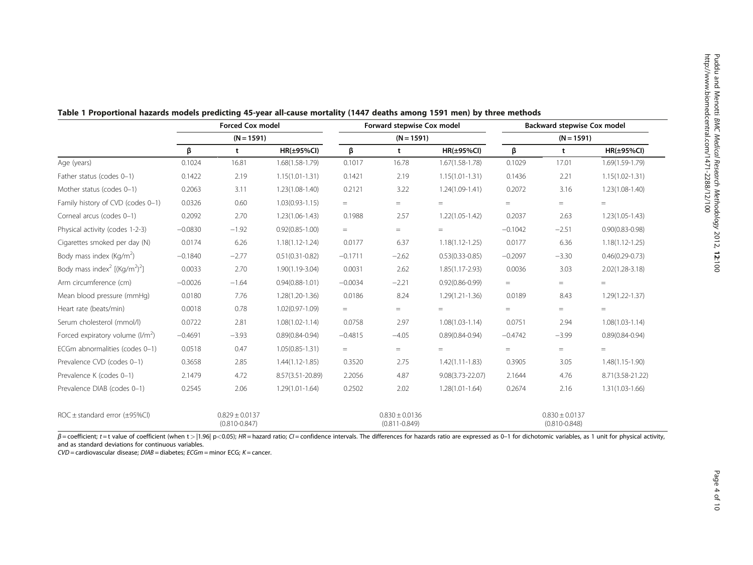**Table 1 Proportional hazards models predicting 45-year all-cause mortality (1447 deaths among 1591 men) by three methods**

| | Forced Cox model | | | Forward stepwise Cox model | | | Backward stepwise Cox model | | |
|---|---|---|---|---|---|---|---|---|---|
| | (N = 1591) | | | (N = 1591) | | | (N = 1591) | | |
| | β | t | HR(±95%CI) | β | t | HR(±95%CI) | β | t | HR(±95%CI) |
| Age (years) | 0.1024 | 16.81 | 1.68(1.58-1.79) | 0.1017 | 16.78 | 1.67(1.58-1.78) | 0.1029 | 17.01 | 1.69(1.59-1.79) |
| Father status (codes 0–1) | 0.1422 | 2.19 | 1.15(1.01-1.31) | 0.1421 | 2.19 | 1.15(1.01-1.31) | 0.1436 | 2.21 | 1.15(1.02-1.31) |
| Mother status (codes 0–1) | 0.2063 | 3.11 | 1.23(1.08-1.40) | 0.2121 | 3.22 | 1.24(1.09-1.41) | 0.2072 | 3.16 | 1.23(1.08-1.40) |
| Family history of CVD (codes 0–1) | 0.0326 | 0.60 | 1.03(0.93-1.15) | = | = | = | = | = | = |
| Corneal arcus (codes 0–1) | 0.2092 | 2.70 | 1.23(1.06-1.43) | 0.1988 | 2.57 | 1.22(1.05-1.42) | 0.2037 | 2.63 | 1.23(1.05-1.43) |
| Physical activity (codes 1-2-3) | −0.0830 | −1.92 | 0.92(0.85-1.00) | = | = | = | −0.1042 | −2.51 | 0.90(0.83-0.98) |
| Cigarettes smoked per day (N) | 0.0174 | 6.26 | 1.18(1.12-1.24) | 0.0177 | 6.37 | 1.18(1.12-1.25) | 0.0177 | 6.36 | 1.18(1.12-1.25) |
| Body mass index (Kg/m$^2$) | −0.1840 | −2.77 | 0.51(0.31-0.82) | −0.1711 | −2.62 | 0.53(0.33-0.85) | −0.2097 | −3.30 | 0.46(0.29-0.73) |
| Body mass index$^2$ [(Kg/m$^2$)$^2$] | 0.0033 | 2.70 | 1.90(1.19-3.04) | 0.0031 | 2.62 | 1.85(1.17-2.93) | 0.0036 | 3.03 | 2.02(1.28-3.18) |
| Arm circumference (cm) | −0.0026 | −1.64 | 0.94(0.88-1.01) | −0.0034 | −2.21 | 0.92(0.86-0.99) | = | = | = |
| Mean blood pressure (mmHg) | 0.0180 | 7.76 | 1.28(1.20-1.36) | 0.0186 | 8.24 | 1.29(1.21-1.36) | 0.0189 | 8.43 | 1.29(1.22-1.37) |
| Heart rate (beats/min) | 0.0018 | 0.78 | 1.02(0.97-1.09) | = | = | = | = | = | = |
| Serum cholesterol (mmol/l) | 0.0722 | 2.81 | 1.08(1.02-1.14) | 0.0758 | 2.97 | 1.08(1.03-1.14) | 0.0751 | 2.94 | 1.08(1.03-1.14) |
| Forced expiratory volume (l/m$^2$) | −0.4691 | −3.93 | 0.89(0.84-0.94) | −0.4815 | −4.05 | 0.89(0.84-0.94) | −0.4742 | −3.99 | 0.89(0.84-0.94) |
| ECGm abnormalities (codes 0–1) | 0.0518 | 0.47 | 1.05(0.85-1.31) | = | = | = | = | = | = |
| Prevalence CVD (codes 0–1) | 0.3658 | 2.85 | 1.44(1.12-1.85) | 0.3520 | 2.75 | 1.42(1.11-1.83) | 0.3905 | 3.05 | 1.48(1.15-1.90) |
| Prevalence K (codes 0–1) | 2.1479 | 4.72 | 8.57(3.51-20.89) | 2.2056 | 4.87 | 9.08(3.73-22.07) | 2.1644 | 4.76 | 8.71(3.58-21.22) |
| Prevalence DIAB (codes 0–1) | 0.2545 | 2.06 | 1.29(1.01-1.64) | 0.2502 | 2.02 | 1.28(1.01-1.64) | 0.2674 | 2.16 | 1.31(1.03-1.66) |
| ROC ± standard error (±95%CI) | | 0.829 ± 0.0137 (0.810-0.847) | | | 0.830 ± 0.0136 (0.811-0.849) | | | 0.830 ± 0.0137 (0.810-0.848) | |

*β* = coefficient; *t* = t value of coefficient (when t > |1.96| p<0.05); *HR* = hazard ratio; *CI* = confidence intervals. The differences for hazards ratio are expressed as 0–1 for dichotomic variables, as 1 unit for physical activity, and as standard deviations for continuous variables.
*CVD* = cardiovascular disease; *DIAB* = diabetes; *ECGm* = minor ECG; *K* = cancer.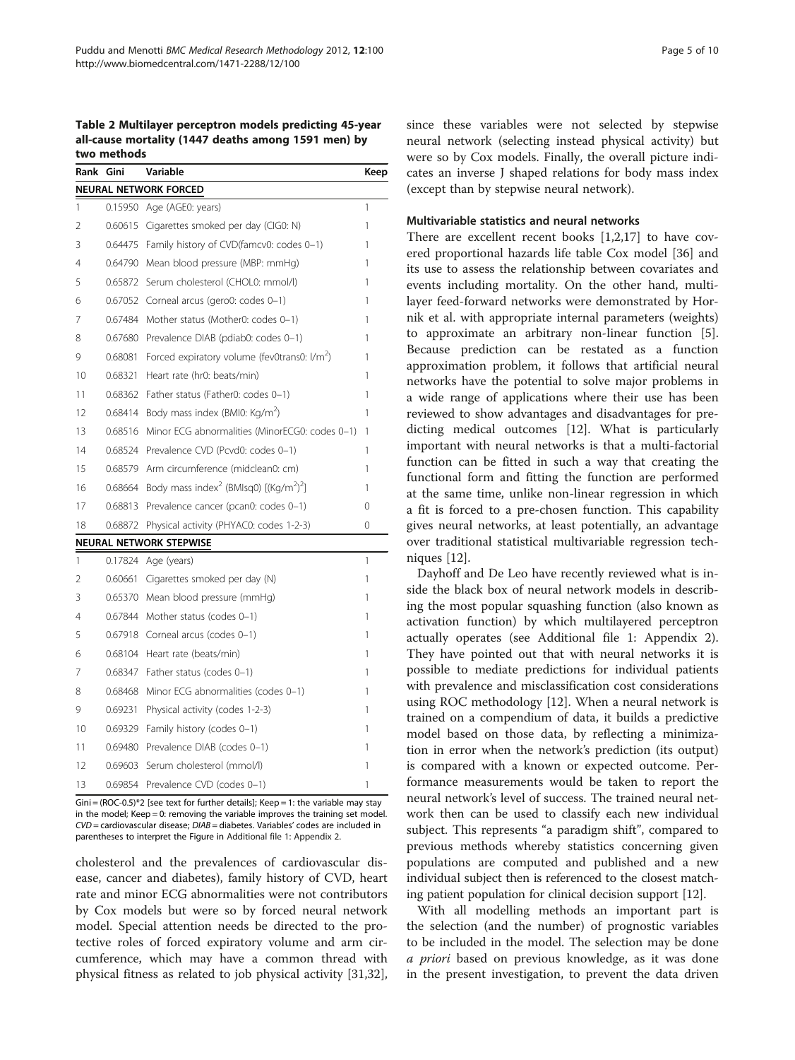**Table 2 Multilayer perceptron models predicting 45-year all-cause mortality (1447 deaths among 1591 men) by two methods**

| Rank | Gini | Variable | Keep |
|---|---|---|---|
| **NEURAL NETWORK FORCED** | | | |
| 1 | 0.15950 | Age (AGE0: years) | 1 |
| 2 | 0.60615 | Cigarettes smoked per day (CIG0: N) | 1 |
| 3 | 0.64475 | Family history of CVD(famcv0: codes 0–1) | 1 |
| 4 | 0.64790 | Mean blood pressure (MBP: mmHg) | 1 |
| 5 | 0.65872 | Serum cholesterol (CHOL0: mmol/l) | 1 |
| 6 | 0.67052 | Corneal arcus (gero0: codes 0–1) | 1 |
| 7 | 0.67484 | Mother status (Mother0: codes 0–1) | 1 |
| 8 | 0.67680 | Prevalence DIAB (pdiab0: codes 0–1) | 1 |
| 9 | 0.68081 | Forced expiratory volume (fev0trans0: l/m$^2$) | 1 |
| 10 | 0.68321 | Heart rate (hr0: beats/min) | 1 |
| 11 | 0.68362 | Father status (Father0: codes 0–1) | 1 |
| 12 | 0.68414 | Body mass index (BMI0: Kg/m$^2$) | 1 |
| 13 | 0.68516 | Minor ECG abnormalities (MinorECG0: codes 0–1) | 1 |
| 14 | 0.68524 | Prevalence CVD (Pcvd0: codes 0–1) | 1 |
| 15 | 0.68579 | Arm circumference (midclean0: cm) | 1 |
| 16 | 0.68664 | Body mass index$^2$ (BMIsq0) [(Kg/m$^2$)$^2$] | 1 |
| 17 | 0.68813 | Prevalence cancer (pcan0: codes 0–1) | 0 |
| 18 | 0.68872 | Physical activity (PHYAC0: codes 1-2-3) | 0 |
| **NEURAL NETWORK STEPWISE** | | | |
| 1 | 0.17824 | Age (years) | 1 |
| 2 | 0.60661 | Cigarettes smoked per day (N) | 1 |
| 3 | 0.65370 | Mean blood pressure (mmHg) | 1 |
| 4 | 0.67844 | Mother status (codes 0–1) | 1 |
| 5 | 0.67918 | Corneal arcus (codes 0–1) | 1 |
| 6 | 0.68104 | Heart rate (beats/min) | 1 |
| 7 | 0.68347 | Father status (codes 0–1) | 1 |
| 8 | 0.68468 | Minor ECG abnormalities (codes 0–1) | 1 |
| 9 | 0.69231 | Physical activity (codes 1-2-3) | 1 |
| 10 | 0.69329 | Family history (codes 0–1) | 1 |
| 11 | 0.69480 | Prevalence DIAB (codes 0–1) | 1 |
| 12 | 0.69603 | Serum cholesterol (mmol/l) | 1 |
| 13 | 0.69854 | Prevalence CVD (codes 0–1) | 1 |

Gini = (ROC-0.5)*2 [see text for further details]; Keep = 1: the variable may stay in the model; Keep = 0: removing the variable improves the training set model. *CVD* = cardiovascular disease; *DIAB* = diabetes. Variables' codes are included in parentheses to interpret the Figure in Additional file 1: Appendix 2.

cholesterol and the prevalences of cardiovascular disease, cancer and diabetes), family history of CVD, heart rate and minor ECG abnormalities were not contributors by Cox models but were so by forced neural network model. Special attention needs be directed to the protective roles of forced expiratory volume and arm circumference, which may have a common thread with physical fitness as related to job physical activity [31,32], since these variables were not selected by stepwise neural network (selecting instead physical activity) but were so by Cox models. Finally, the overall picture indicates an inverse J shaped relations for body mass index (except than by stepwise neural network).

### Multivariable statistics and neural networks

There are excellent recent books [1,2,17] to have covered proportional hazards life table Cox model [36] and its use to assess the relationship between covariates and events including mortality. On the other hand, multilayer feed-forward networks were demonstrated by Hornik et al. with appropriate internal parameters (weights) to approximate an arbitrary non-linear function [5]. Because prediction can be restated as a function approximation problem, it follows that artificial neural networks have the potential to solve major problems in a wide range of applications where their use has been reviewed to show advantages and disadvantages for predicting medical outcomes [12]. What is particularly important with neural networks is that a multi-factorial function can be fitted in such a way that creating the functional form and fitting the function are performed at the same time, unlike non-linear regression in which a fit is forced to a pre-chosen function. This capability gives neural networks, at least potentially, an advantage over traditional statistical multivariable regression techniques [12].

Dayhoff and De Leo have recently reviewed what is inside the black box of neural network models in describing the most popular squashing function (also known as activation function) by which multilayered perceptron actually operates (see Additional file 1: Appendix 2). They have pointed out that with neural networks it is possible to mediate predictions for individual patients with prevalence and misclassification cost considerations using ROC methodology [12]. When a neural network is trained on a compendium of data, it builds a predictive model based on those data, by reflecting a minimization in error when the network's prediction (its output) is compared with a known or expected outcome. Performance measurements would be taken to report the neural network's level of success. The trained neural network then can be used to classify each new individual subject. This represents "a paradigm shift", compared to previous methods whereby statistics concerning given populations are computed and published and a new individual subject then is referenced to the closest matching patient population for clinical decision support [12].

With all modelling methods an important part is the selection (and the number) of prognostic variables to be included in the model. The selection may be done *a priori* based on previous knowledge, as it was done in the present investigation, to prevent the data driven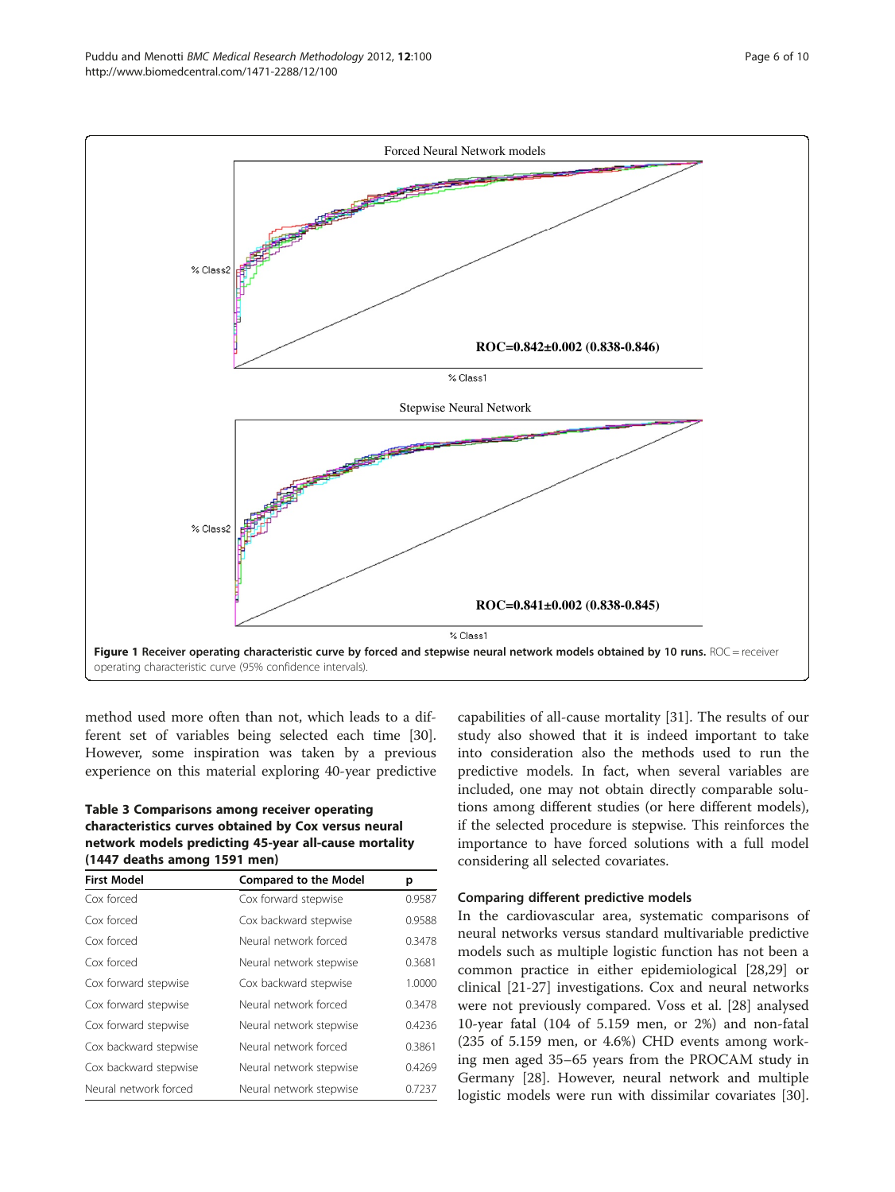Forced Neural Network models

% Class2

ROC=0.842±0.002 (0.838-0.846)

% Class1

Stepwise Neural Network

% Class2

ROC=0.841±0.002 (0.838-0.845)

% Class1

**Figure 1 Receiver operating characteristic curve by forced and stepwise neural network models obtained by 10 runs.** ROC = receiver operating characteristic curve (95% confidence intervals).

method used more often than not, which leads to a different set of variables being selected each time [30]. However, some inspiration was taken by a previous experience on this material exploring 40-year predictive capabilities of all-cause mortality [31]. The results of our study also showed that it is indeed important to take into consideration also the methods used to run the predictive models. In fact, when several variables are included, one may not obtain directly comparable solutions among different studies (or here different models), if the selected procedure is stepwise. This reinforces the importance to have forced solutions with a full model considering all selected covariates.

**Table 3 Comparisons among receiver operating characteristics curves obtained by Cox versus neural network models predicting 45-year all-cause mortality (1447 deaths among 1591 men)**

| First Model | Compared to the Model | p |
|---|---|---|
| Cox forced | Cox forward stepwise | 0.9587 |
| Cox forced | Cox backward stepwise | 0.9588 |
| Cox forced | Neural network forced | 0.3478 |
| Cox forced | Neural network stepwise | 0.3681 |
| Cox forward stepwise | Cox backward stepwise | 1.0000 |
| Cox forward stepwise | Neural network forced | 0.3478 |
| Cox forward stepwise | Neural network stepwise | 0.4236 |
| Cox backward stepwise | Neural network forced | 0.3861 |
| Cox backward stepwise | Neural network stepwise | 0.4269 |
| Neural network forced | Neural network stepwise | 0.7237 |

### Comparing different predictive models

In the cardiovascular area, systematic comparisons of neural networks versus standard multivariable predictive models such as multiple logistic function has not been a common practice in either epidemiological [28,29] or clinical [21-27] investigations. Cox and neural networks were not previously compared. Voss et al. [28] analysed 10-year fatal (104 of 5.159 men, or 2%) and non-fatal (235 of 5.159 men, or 4.6%) CHD events among working men aged 35–65 years from the PROCAM study in Germany [28]. However, neural network and multiple logistic models were run with dissimilar covariates [30].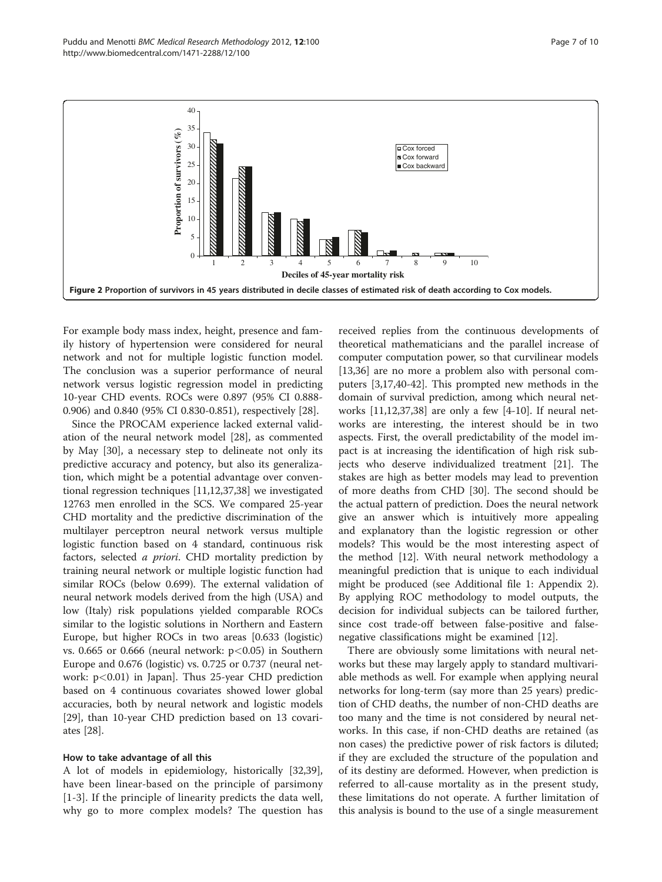40
35
30
25
20
15
10
5
0

Proportion of survivors (%)

Cox forced
Cox forward
Cox backward

1 2 3 4 5 6 7 8 9 10

Deciles of 45-year mortality risk

**Figure 2 Proportion of survivors in 45 years distributed in decile classes of estimated risk of death according to Cox models.**

For example body mass index, height, presence and family history of hypertension were considered for neural network and not for multiple logistic function model. The conclusion was a superior performance of neural network versus logistic regression model in predicting 10-year CHD events. ROCs were 0.897 (95% CI 0.888-0.906) and 0.840 (95% CI 0.830-0.851), respectively [28].

Since the PROCAM experience lacked external validation of the neural network model [28], as commented by May [30], a necessary step to delineate not only its predictive accuracy and potency, but also its generalization, which might be a potential advantage over conventional regression techniques [11,12,37,38] we investigated 12763 men enrolled in the SCS. We compared 25-year CHD mortality and the predictive discrimination of the multilayer perceptron neural network versus multiple logistic function based on 4 standard, continuous risk factors, selected *a priori*. CHD mortality prediction by training neural network or multiple logistic function had similar ROCs (below 0.699). The external validation of neural network models derived from the high (USA) and low (Italy) risk populations yielded comparable ROCs similar to the logistic solutions in Northern and Eastern Europe, but higher ROCs in two areas [0.633 (logistic) vs. 0.665 or 0.666 (neural network: $p<0.05$) in Southern Europe and 0.676 (logistic) vs. 0.725 or 0.737 (neural network: $p<0.01$) in Japan]. Thus 25-year CHD prediction based on 4 continuous covariates showed lower global accuracies, both by neural network and logistic models [29], than 10-year CHD prediction based on 13 covariates [28].

### How to take advantage of all this

A lot of models in epidemiology, historically [32,39], have been linear-based on the principle of parsimony [1-3]. If the principle of linearity predicts the data well, why go to more complex models? The question has received replies from the continuous developments of theoretical mathematicians and the parallel increase of computer computation power, so that curvilinear models [13,36] are no more a problem also with personal computers [3,17,40-42]. This prompted new methods in the domain of survival prediction, among which neural networks [11,12,37,38] are only a few [4-10]. If neural networks are interesting, the interest should be in two aspects. First, the overall predictability of the model impact is at increasing the identification of high risk subjects who deserve individualized treatment [21]. The stakes are high as better models may lead to prevention of more deaths from CHD [30]. The second should be the actual pattern of prediction. Does the neural network give an answer which is intuitively more appealing and explanatory than the logistic regression or other models? This would be the most interesting aspect of the method [12]. With neural network methodology a meaningful prediction that is unique to each individual might be produced (see Additional file 1: Appendix 2). By applying ROC methodology to model outputs, the decision for individual subjects can be tailored further, since cost trade-off between false-positive and false-negative classifications might be examined [12].

There are obviously some limitations with neural networks but these may largely apply to standard multivariable methods as well. For example when applying neural networks for long-term (say more than 25 years) prediction of CHD deaths, the number of non-CHD deaths are too many and the time is not considered by neural networks. In this case, if non-CHD deaths are retained (as non cases) the predictive power of risk factors is diluted; if they are excluded the structure of the population and of its destiny are deformed. However, when prediction is referred to all-cause mortality as in the present study, these limitations do not operate. A further limitation of this analysis is bound to the use of a single measurement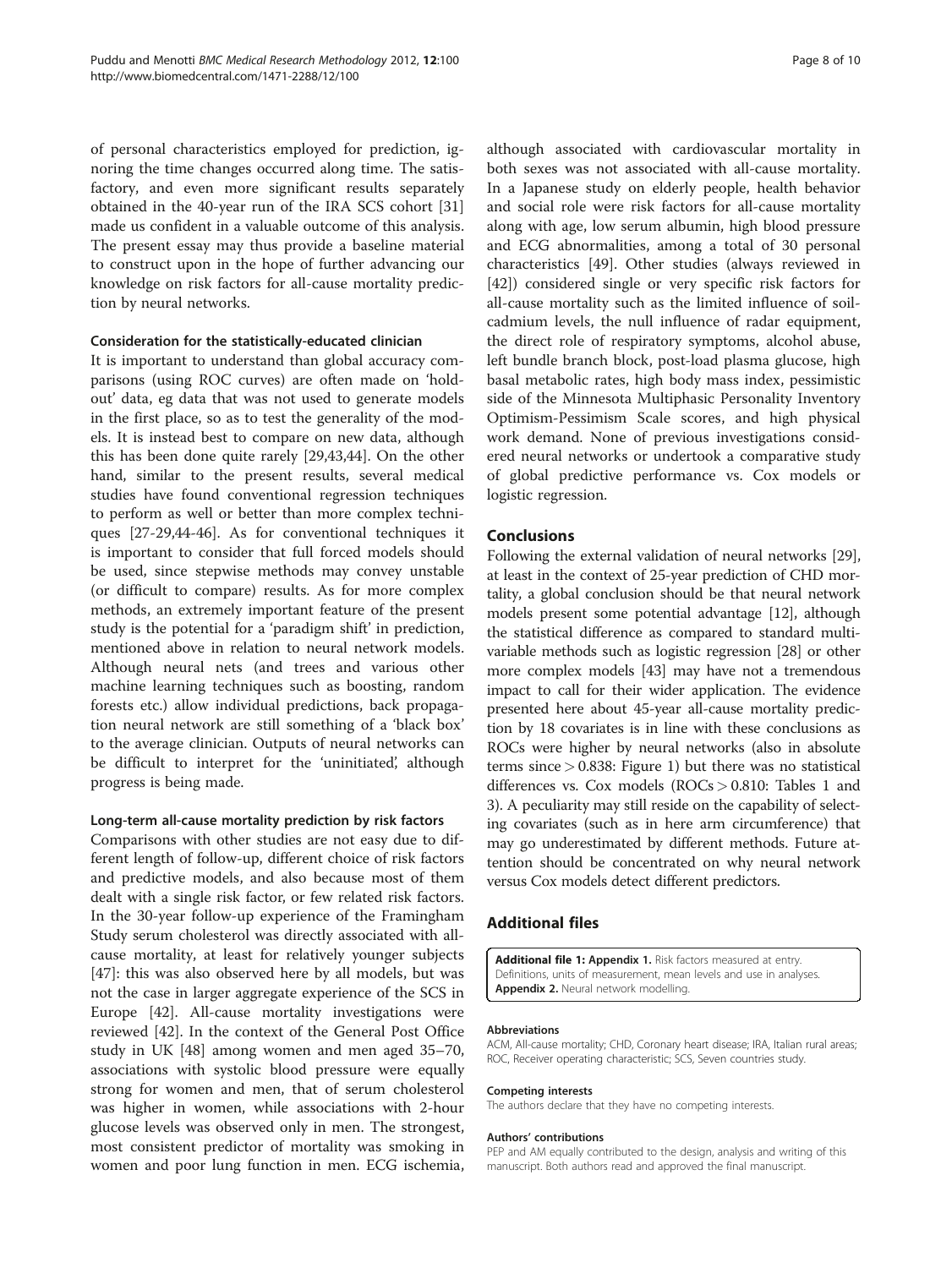of personal characteristics employed for prediction, ignoring the time changes occurred along time. The satisfactory, and even more significant results separately obtained in the 40-year run of the IRA SCS cohort [31] made us confident in a valuable outcome of this analysis. The present essay may thus provide a baseline material to construct upon in the hope of further advancing our knowledge on risk factors for all-cause mortality prediction by neural networks.

#### Consideration for the statistically-educated clinician

It is important to understand than global accuracy comparisons (using ROC curves) are often made on 'hold-out' data, eg data that was not used to generate models in the first place, so as to test the generality of the models. It is instead best to compare on new data, although this has been done quite rarely [29,43,44]. On the other hand, similar to the present results, several medical studies have found conventional regression techniques to perform as well or better than more complex techniques [27-29,44-46]. As for conventional techniques it is important to consider that full forced models should be used, since stepwise methods may convey unstable (or difficult to compare) results. As for more complex methods, an extremely important feature of the present study is the potential for a 'paradigm shift' in prediction, mentioned above in relation to neural network models. Although neural nets (and trees and various other machine learning techniques such as boosting, random forests etc.) allow individual predictions, back propagation neural network are still something of a 'black box' to the average clinician. Outputs of neural networks can be difficult to interpret for the 'uninitiated', although progress is being made.

#### Long-term all-cause mortality prediction by risk factors

Comparisons with other studies are not easy due to different length of follow-up, different choice of risk factors and predictive models, and also because most of them dealt with a single risk factor, or few related risk factors. In the 30-year follow-up experience of the Framingham Study serum cholesterol was directly associated with all-cause mortality, at least for relatively younger subjects [47]: this was also observed here by all models, but was not the case in larger aggregate experience of the SCS in Europe [42]. All-cause mortality investigations were reviewed [42]. In the context of the General Post Office study in UK [48] among women and men aged 35–70, associations with systolic blood pressure were equally strong for women and men, that of serum cholesterol was higher in women, while associations with 2-hour glucose levels was observed only in men. The strongest, most consistent predictor of mortality was smoking in women and poor lung function in men. ECG ischemia, although associated with cardiovascular mortality in both sexes was not associated with all-cause mortality. In a Japanese study on elderly people, health behavior and social role were risk factors for all-cause mortality along with age, low serum albumin, high blood pressure and ECG abnormalities, among a total of 30 personal characteristics [49]. Other studies (always reviewed in [42]) considered single or very specific risk factors for all-cause mortality such as the limited influence of soil-cadmium levels, the null influence of radar equipment, the direct role of respiratory symptoms, alcohol abuse, left bundle branch block, post-load plasma glucose, high basal metabolic rates, high body mass index, pessimistic side of the Minnesota Multiphasic Personality Inventory Optimism-Pessimism Scale scores, and high physical work demand. None of previous investigations considered neural networks or undertook a comparative study of global predictive performance vs. Cox models or logistic regression.

## Conclusions

Following the external validation of neural networks [29], at least in the context of 25-year prediction of CHD mortality, a global conclusion should be that neural network models present some potential advantage [12], although the statistical difference as compared to standard multivariable methods such as logistic regression [28] or other more complex models [43] may have not a tremendous impact to call for their wider application. The evidence presented here about 45-year all-cause mortality prediction by 18 covariates is in line with these conclusions as ROCs were higher by neural networks (also in absolute terms since > 0.838: Figure 1) but there was no statistical differences vs. Cox models (ROCs > 0.810: Tables 1 and 3). A peculiarity may still reside on the capability of selecting covariates (such as in here arm circumference) that may go underestimated by different methods. Future attention should be concentrated on why neural network versus Cox models detect different predictors.

## Additional files

**Additional file 1: Appendix 1.** Risk factors measured at entry. Definitions, units of measurement, mean levels and use in analyses. **Appendix 2.** Neural network modelling.

#### Abbreviations

ACM, All-cause mortality; CHD, Coronary heart disease; IRA, Italian rural areas; ROC, Receiver operating characteristic; SCS, Seven countries study.

#### Competing interests

The authors declare that they have no competing interests.

#### Authors' contributions

PEP and AM equally contributed to the design, analysis and writing of this manuscript. Both authors read and approved the final manuscript.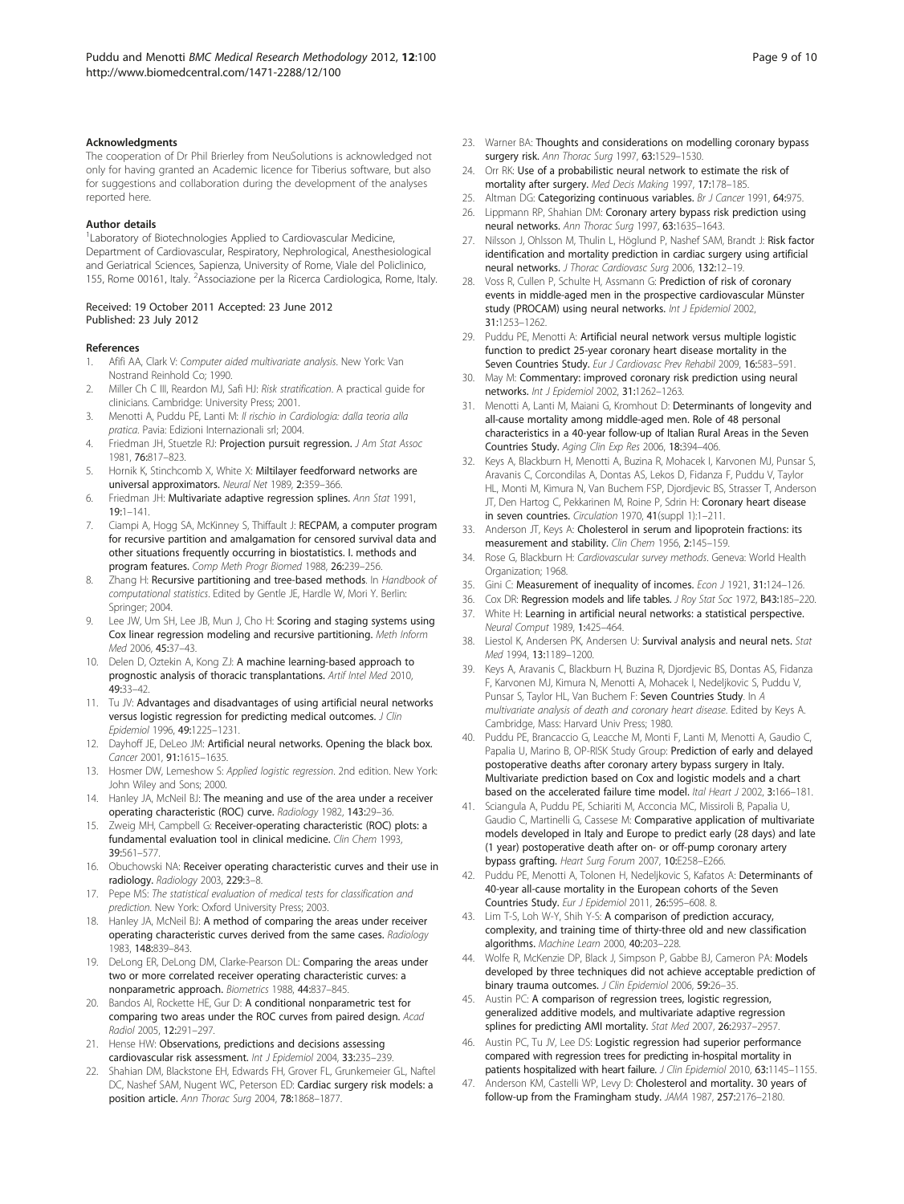#### Acknowledgments

The cooperation of Dr Phil Brierley from NeuSolutions is acknowledged not only for having granted an Academic licence for Tiberius software, but also for suggestions and collaboration during the development of the analyses reported here.

#### Author details

[1]Laboratory of Biotechnologies Applied to Cardiovascular Medicine, Department of Cardiovascular, Respiratory, Nephrological, Anesthesiological and Geriatrical Sciences, Sapienza, University of Rome, Viale del Policlinico, 155, Rome 00161, Italy. [2]Associazione per la Ricerca Cardiologica, Rome, Italy.

Received: 19 October 2011 Accepted: 23 June 2012
Published: 23 July 2012

#### References

1. Afifi AA, Clark V: *Computer aided multivariate analysis*. New York: Van Nostrand Reinhold Co; 1990.
2. Miller Ch C III, Reardon MJ, Safi HJ: *Risk stratification*. A practical guide for clinicians. Cambridge: University Press; 2001.
3. Menotti A, Puddu PE, Lanti M: *Il rischio in Cardiologia: dalla teoria alla pratica*. Pavia: Edizioni Internazionali srl; 2004.
4. Friedman JH, Stuetzle RJ: **Projection pursuit regression.** *J Am Stat Assoc* 1981, **76:**817–823.
5. Hornik K, Stinchcomb X, White X: **Miltilayer feedforward networks are universal approximators.** *Neural Net* 1989, **2:**359–366.
6. Friedman JH: **Multivariate adaptive regression splines.** *Ann Stat* 1991, **19:**1–141.
7. Ciampi A, Hogg SA, McKinney S, Thiffault J: **RECPAM, a computer program for recursive partition and amalgamation for censored survival data and other situations frequently occurring in biostatistics. I. methods and program features.** *Comp Meth Progr Biomed* 1988, **26:**239–256.
8. Zhang H: **Recursive partitioning and tree-based methods.** In *Handbook of computational statistics*. Edited by Gentle JE, Hardle W, Mori Y. Berlin: Springer; 2004.
9. Lee JW, Um SH, Lee JB, Mun J, Cho H: **Scoring and staging systems using Cox linear regression modeling and recursive partitioning.** *Meth Inform Med* 2006, **45:**37–43.
10. Delen D, Oztekin A, Kong ZJ: **A machine learning-based approach to prognostic analysis of thoracic transplantations.** *Artif Intel Med* 2010, **49:**33–42.
11. Tu JV: **Advantages and disadvantages of using artificial neural networks versus logistic regression for predicting medical outcomes.** *J Clin Epidemiol* 1996, **49:**1225–1231.
12. Dayhoff JE, DeLeo JM: **Artificial neural networks. Opening the black box.** *Cancer* 2001, **91:**1615–1635.
13. Hosmer DW, Lemeshow S: *Applied logistic regression*. 2nd edition. New York: John Wiley and Sons; 2000.
14. Hanley JA, McNeil BJ: **The meaning and use of the area under a receiver operating characteristic (ROC) curve.** *Radiology* 1982, **143:**29–36.
15. Zweig MH, Campbell G: **Receiver-operating characteristic (ROC) plots: a fundamental evaluation tool in clinical medicine.** *Clin Chem* 1993, **39:**561–577.
16. Obuchowski NA: **Receiver operating characteristic curves and their use in radiology.** *Radiology* 2003, **229:**3–8.
17. Pepe MS: *The statistical evaluation of medical tests for classification and prediction*. New York: Oxford University Press; 2003.
18. Hanley JA, McNeil BJ: **A method of comparing the areas under receiver operating characteristic curves derived from the same cases.** *Radiology* 1983, **148:**839–843.
19. DeLong ER, DeLong DM, Clarke-Pearson DL: **Comparing the areas under two or more correlated receiver operating characteristic curves: a nonparametric approach.** *Biometrics* 1988, **44:**837–845.
20. Bandos AI, Rockette HE, Gur D: **A conditional nonparametric test for comparing two areas under the ROC curves from paired design.** *Acad Radiol* 2005, **12:**291–297.
21. Hense HW: **Observations, predictions and decisions assessing cardiovascular risk assessment.** *Int J Epidemiol* 2004, **33:**235–239.
22. Shahian DM, Blackstone EH, Edwards FH, Grover FL, Grunkemeier GL, Naftel DC, Nashef SAM, Nugent WC, Peterson ED: **Cardiac surgery risk models: a position article.** *Ann Thorac Surg* 2004, **78:**1868–1877.
23. Warner BA: **Thoughts and considerations on modelling coronary bypass surgery risk.** *Ann Thorac Surg* 1997, **63:**1529–1530.
24. Orr RK: **Use of a probabilistic neural network to estimate the risk of mortality after surgery.** *Med Decis Making* 1997, **17:**178–185.
25. Altman DG: **Categorizing continuous variables.** *Br J Cancer* 1991, **64:**975.
26. Lippmann RP, Shahian DM: **Coronary artery bypass risk prediction using neural networks.** *Ann Thorac Surg* 1997, **63:**1635–1643.
27. Nilsson J, Ohlsson M, Thulin L, Höglund P, Nashef SAM, Brandt J: **Risk factor identification and mortality prediction in cardiac surgery using artificial neural networks.** *J Thorac Cardiovasc Surg* 2006, **132:**12–19.
28. Voss R, Cullen P, Schulte H, Assmann G: **Prediction of risk of coronary events in middle-aged men in the prospective cardiovascular Münster study (PROCAM) using neural networks.** *Int J Epidemiol* 2002, **31:**1253–1262.
29. Puddu PE, Menotti A: **Artificial neural network versus multiple logistic function to predict 25-year coronary heart disease mortality in the Seven Countries Study.** *Eur J Cardiovasc Prev Rehabil* 2009, **16:**583–591.
30. May M: **Commentary: improved coronary risk prediction using neural networks.** *Int J Epidemiol* 2002, **31:**1262–1263.
31. Menotti A, Lanti M, Maiani G, Kromhout D: **Determinants of longevity and all-cause mortality among middle-aged men. Role of 48 personal characteristics in a 40-year follow-up of Italian Rural Areas in the Seven Countries Study.** *Aging Clin Exp Res* 2006, **18:**394–406.
32. Keys A, Blackburn H, Menotti A, Buzina R, Mohacek I, Karvonen MJ, Punsar S, Aravanis C, Corcondilas A, Dontas AS, Lekos D, Fidanza F, Puddu V, Taylor HL, Monti M, Kimura N, Van Buchem FSP, Djordjevic BS, Strasser T, Anderson JT, Den Hartog C, Pekkarinen M, Roine P, Sdrin H: **Coronary heart disease in seven countries.** *Circulation* 1970, **41**(suppl 1):1–211.
33. Anderson JT, Keys A: **Cholesterol in serum and lipoprotein fractions: its measurement and stability.** *Clin Chem* 1956, **2:**145–159.
34. Rose G, Blackburn H: *Cardiovascular survey methods*. Geneva: World Health Organization; 1968.
35. Gini C: **Measurement of inequality of incomes.** *Econ J* 1921, **31:**124–126.
36. Cox DR: **Regression models and life tables.** *J Roy Stat Soc* 1972, **B43:**185–220.
37. White H: **Learning in artificial neural networks: a statistical perspective.** *Neural Comput* 1989, **1:**425–464.
38. Liestol K, Andersen PK, Andersen U: **Survival analysis and neural nets.** *Stat Med* 1994, **13:**1189–1200.
39. Keys A, Aravanis C, Blackburn H, Buzina R, Djordjevic BS, Dontas AS, Fidanza F, Karvonen MJ, Kimura N, Menotti A, Mohacek I, Nedeljkovic S, Puddu V, Punsar S, Taylor HL, Van Buchem F: **Seven Countries Study.** In *A multivariate analysis of death and coronary heart disease*. Edited by Keys A. Cambridge, Mass: Harvard Univ Press; 1980.
40. Puddu PE, Brancaccio G, Leacche M, Monti F, Lanti M, Menotti A, Gaudio C, Papalia U, Marino B, OP-RISK Study Group: **Prediction of early and delayed postoperative deaths after coronary artery bypass surgery in Italy. Multivariate prediction based on Cox and logistic models and a chart based on the accelerated failure time model.** *Ital Heart J* 2002, **3:**166–181.
41. Sciangula A, Puddu PE, Schiariti M, Acconcia MC, Missiroli B, Papalia U, Gaudio C, Martinelli G, Cassese M: **Comparative application of multivariate models developed in Italy and Europe to predict early (28 days) and late (1 year) postoperative death after on- or off-pump coronary artery bypass grafting.** *Heart Surg Forum* 2007, **10:**E258–E266.
42. Puddu PE, Menotti A, Tolonen H, Nedeljkovic S, Kafatos A: **Determinants of 40-year all-cause mortality in the European cohorts of the Seven Countries Study.** *Eur J Epidemiol* 2011, **26:**595–608. 8.
43. Lim T-S, Loh W-Y, Shih Y-S: **A comparison of prediction accuracy, complexity, and training time of thirty-three old and new classification algorithms.** *Machine Learn* 2000, **40:**203–228.
44. Wolfe R, McKenzie DP, Black J, Simpson P, Gabbe BJ, Cameron PA: **Models developed by three techniques did not achieve acceptable prediction of binary trauma outcomes.** *J Clin Epidemiol* 2006, **59:**26–35.
45. Austin PC: **A comparison of regression trees, logistic regression, generalized additive models, and multivariate adaptive regression splines for predicting AMI mortality.** *Stat Med* 2007, **26:**2937–2957.
46. Austin PC, Tu JV, Lee DS: **Logistic regression had superior performance compared with regression trees for predicting in-hospital mortality in patients hospitalized with heart failure.** *J Clin Epidemiol* 2010, **63:**1145–1155.
47. Anderson KM, Castelli WP, Levy D: **Cholesterol and mortality. 30 years of follow-up from the Framingham study.** *JAMA* 1987, **257:**2176–2180.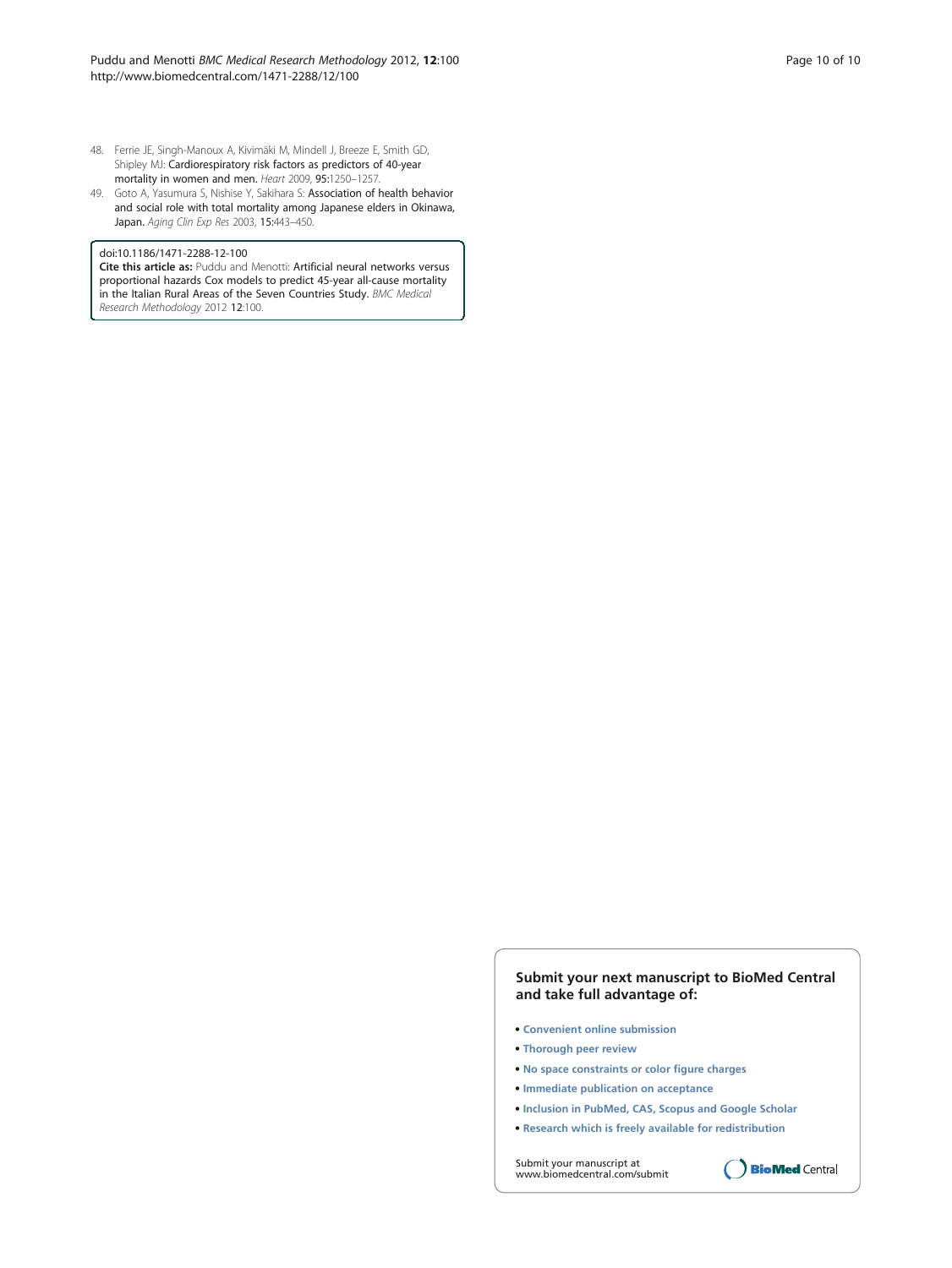48. Ferrie JE, Singh-Manoux A, Kivimäki M, Mindell J, Breeze E, Smith GD, Shipley MJ: **Cardiorespiratory risk factors as predictors of 40-year mortality in women and men.** *Heart* 2009, **95:**1250–1257.
49. Goto A, Yasumura S, Nishise Y, Sakihara S: **Association of health behavior and social role with total mortality among Japanese elders in Okinawa, Japan.** *Aging Clin Exp Res* 2003, **15:**443–450.

doi:10.1186/1471-2288-12-100

**Cite this article as:** Puddu and Menotti: Artificial neural networks versus proportional hazards Cox models to predict 45-year all-cause mortality in the Italian Rural Areas of the Seven Countries Study. *BMC Medical Research Methodology* 2012 **12**:100.

**Submit your next manuscript to BioMed Central and take full advantage of:**

- **Convenient online submission**
- **Thorough peer review**
- **No space constraints or color figure charges**
- **Immediate publication on acceptance**
- **Inclusion in PubMed, CAS, Scopus and Google Scholar**
- **Research which is freely available for redistribution**

Submit your manuscript at www.biomedcentral.com/submit

BioMed Central